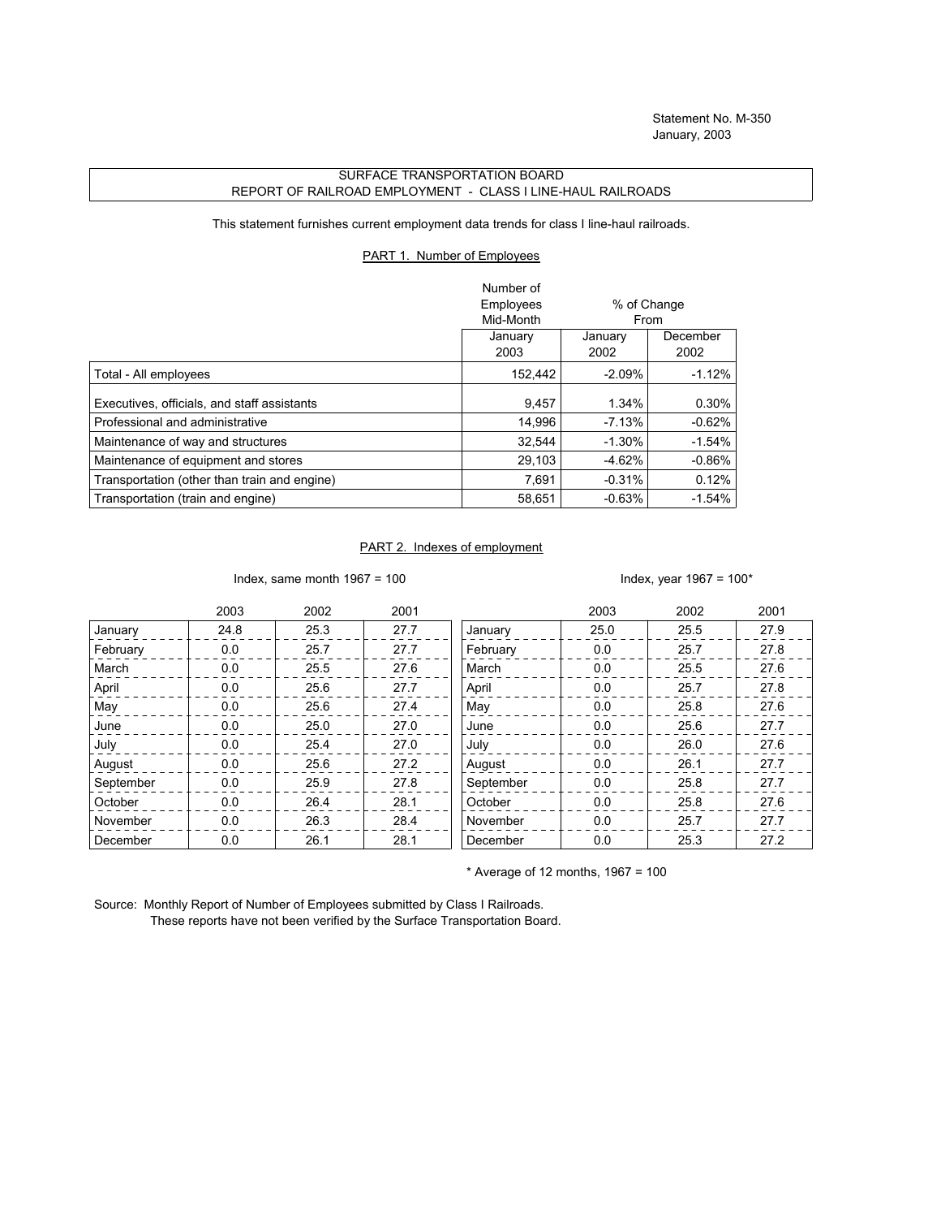Statement No. M-350
January, 2003

## SURFACE TRANSPORTATION BOARD
## REPORT OF RAILROAD EMPLOYMENT - CLASS I LINE-HAUL RAILROADS

This statement furnishes current employment data trends for class I line-haul railroads.

### PART 1. Number of Employees

| | Number of Employees Mid-Month | % of Change From | |
|---|---|---|---|
| | January 2003 | January 2002 | December 2002 |
| Total - All employees | 152,442 | -2.09% | -1.12% |
| Executives, officials, and staff assistants | 9,457 | 1.34% | 0.30% |
| Professional and administrative | 14,996 | -7.13% | -0.62% |
| Maintenance of way and structures | 32,544 | -1.30% | -1.54% |
| Maintenance of equipment and stores | 29,103 | -4.62% | -0.86% |
| Transportation (other than train and engine) | 7,691 | -0.31% | 0.12% |
| Transportation (train and engine) | 58,651 | -0.63% | -1.54% |

### PART 2. Indexes of employment

Index, same month 1967 = 100

| | 2003 | 2002 | 2001 |
|---|---|---|---|
| January | 24.8 | 25.3 | 27.7 |
| February | 0.0 | 25.7 | 27.7 |
| March | 0.0 | 25.5 | 27.6 |
| April | 0.0 | 25.6 | 27.7 |
| May | 0.0 | 25.6 | 27.4 |
| June | 0.0 | 25.0 | 27.0 |
| July | 0.0 | 25.4 | 27.0 |
| August | 0.0 | 25.6 | 27.2 |
| September | 0.0 | 25.9 | 27.8 |
| October | 0.0 | 26.4 | 28.1 |
| November | 0.0 | 26.3 | 28.4 |
| December | 0.0 | 26.1 | 28.1 |

Index, year 1967 = 100*

| | 2003 | 2002 | 2001 |
|---|---|---|---|
| January | 25.0 | 25.5 | 27.9 |
| February | 0.0 | 25.7 | 27.8 |
| March | 0.0 | 25.5 | 27.6 |
| April | 0.0 | 25.7 | 27.8 |
| May | 0.0 | 25.8 | 27.6 |
| June | 0.0 | 25.6 | 27.7 |
| July | 0.0 | 26.0 | 27.6 |
| August | 0.0 | 26.1 | 27.7 |
| September | 0.0 | 25.8 | 27.7 |
| October | 0.0 | 25.8 | 27.6 |
| November | 0.0 | 25.7 | 27.7 |
| December | 0.0 | 25.3 | 27.2 |

\* Average of 12 months, 1967 = 100

Source: Monthly Report of Number of Employees submitted by Class I Railroads.
These reports have not been verified by the Surface Transportation Board.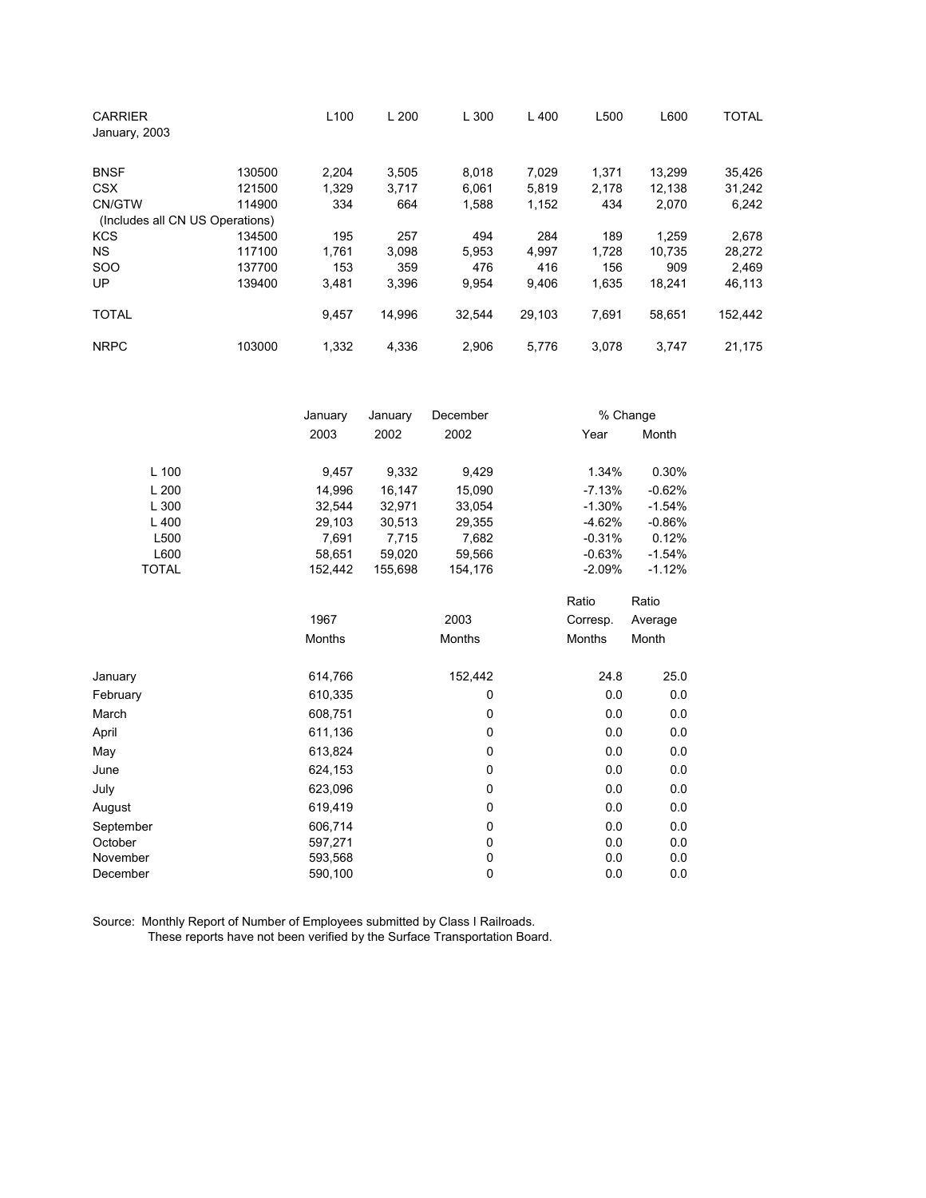| CARRIER<br>January, 2003 | | L100 | L 200 | L 300 | L 400 | L500 | L600 | TOTAL |
|---|---|---|---|---|---|---|---|---|
| BNSF | 130500 | 2,204 | 3,505 | 8,018 | 7,029 | 1,371 | 13,299 | 35,426 |
| CSX | 121500 | 1,329 | 3,717 | 6,061 | 5,819 | 2,178 | 12,138 | 31,242 |
| CN/GTW | 114900 | 334 | 664 | 1,588 | 1,152 | 434 | 2,070 | 6,242 |
| (Includes all CN US Operations) | | | | | | | | |
| KCS | 134500 | 195 | 257 | 494 | 284 | 189 | 1,259 | 2,678 |
| NS | 117100 | 1,761 | 3,098 | 5,953 | 4,997 | 1,728 | 10,735 | 28,272 |
| SOO | 137700 | 153 | 359 | 476 | 416 | 156 | 909 | 2,469 |
| UP | 139400 | 3,481 | 3,396 | 9,954 | 9,406 | 1,635 | 18,241 | 46,113 |
| TOTAL | | 9,457 | 14,996 | 32,544 | 29,103 | 7,691 | 58,651 | 152,442 |
| NRPC | 103000 | 1,332 | 4,336 | 2,906 | 5,776 | 3,078 | 3,747 | 21,175 |

| | January 2003 | January 2002 | December 2002 | % Change Year | % Change Month |
|---|---|---|---|---|---|
| L 100 | 9,457 | 9,332 | 9,429 | 1.34% | 0.30% |
| L 200 | 14,996 | 16,147 | 15,090 | -7.13% | -0.62% |
| L 300 | 32,544 | 32,971 | 33,054 | -1.30% | -1.54% |
| L 400 | 29,103 | 30,513 | 29,355 | -4.62% | -0.86% |
| L500 | 7,691 | 7,715 | 7,682 | -0.31% | 0.12% |
| L600 | 58,651 | 59,020 | 59,566 | -0.63% | -1.54% |
| TOTAL | 152,442 | 155,698 | 154,176 | -2.09% | -1.12% |

| | 1967 Months | 2003 Months | Ratio Corresp. Months | Ratio Average Month |
|---|---|---|---|---|
| January | 614,766 | 152,442 | 24.8 | 25.0 |
| February | 610,335 | 0 | 0.0 | 0.0 |
| March | 608,751 | 0 | 0.0 | 0.0 |
| April | 611,136 | 0 | 0.0 | 0.0 |
| May | 613,824 | 0 | 0.0 | 0.0 |
| June | 624,153 | 0 | 0.0 | 0.0 |
| July | 623,096 | 0 | 0.0 | 0.0 |
| August | 619,419 | 0 | 0.0 | 0.0 |
| September | 606,714 | 0 | 0.0 | 0.0 |
| October | 597,271 | 0 | 0.0 | 0.0 |
| November | 593,568 | 0 | 0.0 | 0.0 |
| December | 590,100 | 0 | 0.0 | 0.0 |

Source: Monthly Report of Number of Employees submitted by Class I Railroads.
These reports have not been verified by the Surface Transportation Board.